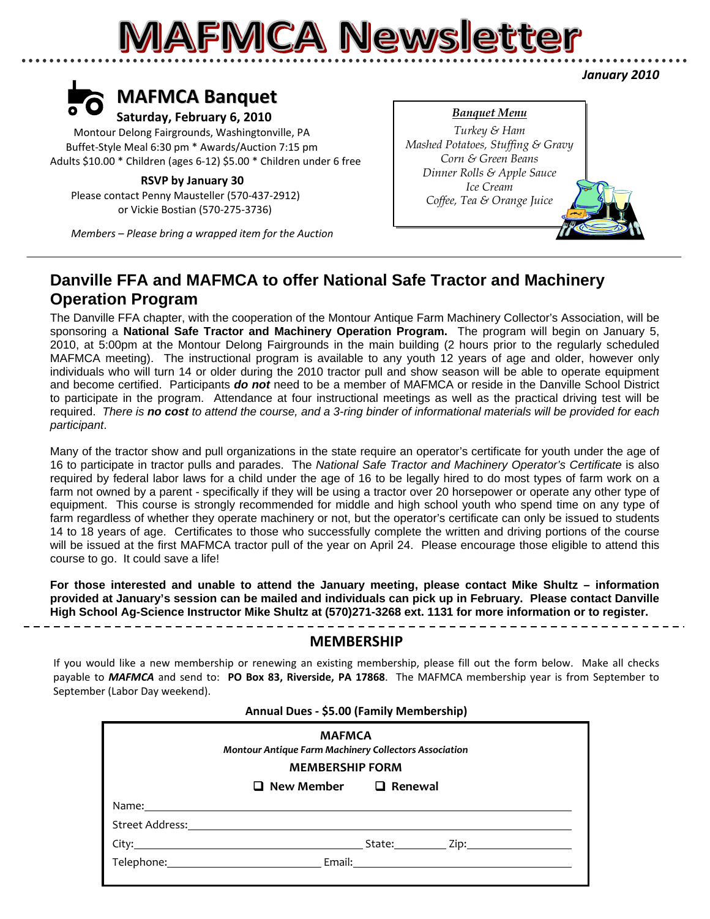# MAFMCA Newsletter

*January 2010*

## MAFMCA Banquet

**Saturday, February 6, 2010**

Montour Delong Fairgrounds, Washingtonville, PA
Buffet-Style Meal 6:30 pm * Awards/Auction 7:15 pm
Adults $10.00 * Children (ages 6-12) $5.00 * Children under 6 free

**RSVP by January 30**
Please contact Penny Mausteller (570-437-2912)
or Vickie Bostian (570-275-3736)

*Members – Please bring a wrapped item for the Auction*

***Banquet Menu***
*Turkey & Ham*
*Mashed Potatoes, Stuffing & Gravy*
*Corn & Green Beans*
*Dinner Rolls & Apple Sauce*
*Ice Cream*
*Coffee, Tea & Orange Juice*

## Danville FFA and MAFMCA to offer National Safe Tractor and Machinery Operation Program

The Danville FFA chapter, with the cooperation of the Montour Antique Farm Machinery Collector's Association, will be sponsoring a **National Safe Tractor and Machinery Operation Program.** The program will begin on January 5, 2010, at 5:00pm at the Montour Delong Fairgrounds in the main building (2 hours prior to the regularly scheduled MAFMCA meeting). The instructional program is available to any youth 12 years of age and older, however only individuals who will turn 14 or older during the 2010 tractor pull and show season will be able to operate equipment and become certified. Participants ***do not*** need to be a member of MAFMCA or reside in the Danville School District to participate in the program. Attendance at four instructional meetings as well as the practical driving test will be required. *There is **no cost** to attend the course, and a 3-ring binder of informational materials will be provided for each participant*.

Many of the tractor show and pull organizations in the state require an operator's certificate for youth under the age of 16 to participate in tractor pulls and parades. The *National Safe Tractor and Machinery Operator's Certificate* is also required by federal labor laws for a child under the age of 16 to be legally hired to do most types of farm work on a farm not owned by a parent - specifically if they will be using a tractor over 20 horsepower or operate any other type of equipment. This course is strongly recommended for middle and high school youth who spend time on any type of farm regardless of whether they operate machinery or not, but the operator's certificate can only be issued to students 14 to 18 years of age. Certificates to those who successfully complete the written and driving portions of the course will be issued at the first MAFMCA tractor pull of the year on April 24. Please encourage those eligible to attend this course to go. It could save a life!

**For those interested and unable to attend the January meeting, please contact Mike Shultz – information provided at January's session can be mailed and individuals can pick up in February. Please contact Danville High School Ag-Science Instructor Mike Shultz at (570)271-3268 ext. 1131 for more information or to register.**

## MEMBERSHIP

If you would like a new membership or renewing an existing membership, please fill out the form below. Make all checks payable to ***MAFMCA*** and send to: **PO Box 83, Riverside, PA 17868**. The MAFMCA membership year is from September to September (Labor Day weekend).

**Annual Dues - $5.00 (Family Membership)**

**MAFMCA**
***Montour Antique Farm Machinery Collectors Association***
**MEMBERSHIP FORM**

☐ **New Member** ☐ **Renewal**

Name: ______________________________

Street Address: ______________________________

City: ____________________ State: ________ Zip: ____________

Telephone: ____________________ Email: ____________________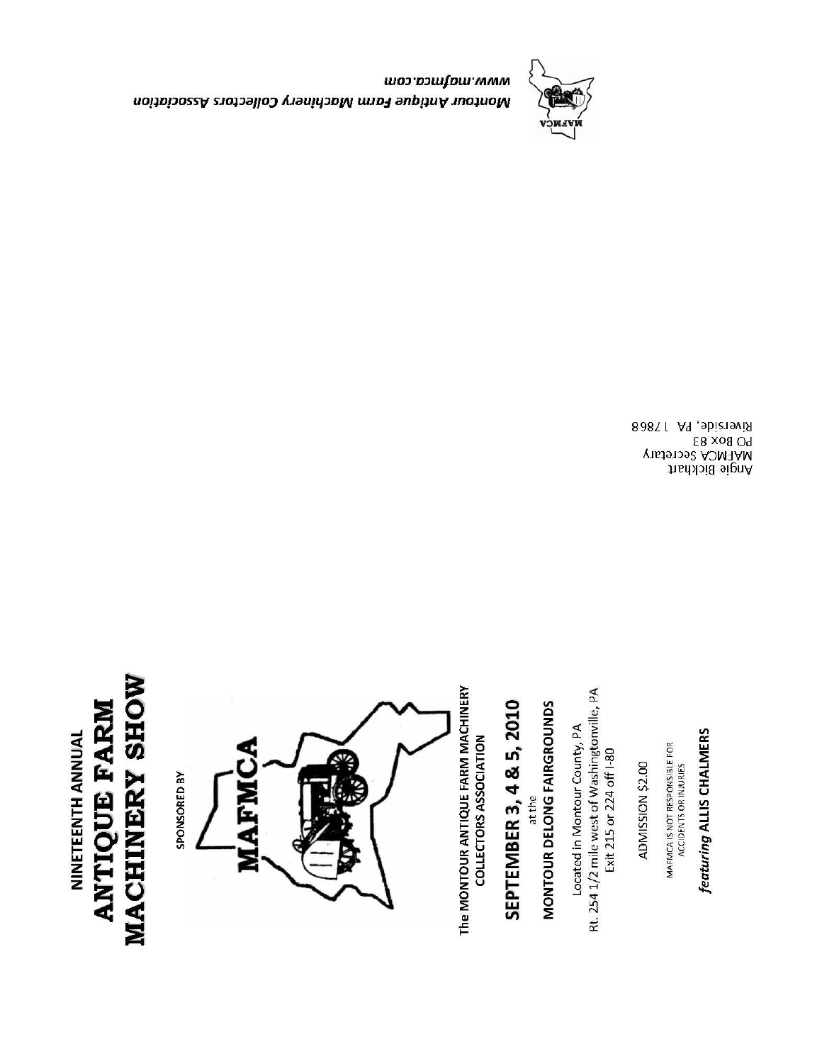Montour Antique Farm Machinery Collectors Association

www.mafmca.com

Angie Bickhart
MAFMCA Secretary
PO Box 83
Riverside, PA 17868

NINETEENTH ANNUAL

# ANTIQUE FARM MACHINERY SHOW

SPONSORED BY

MAFMCA

The MONTOUR ANTIQUE FARM MACHINERY COLLECTORS ASSOCIATION

## SEPTEMBER 3, 4 & 5, 2010

at the

**MONTOUR DELONG FAIRGROUNDS**

Located in Montour County, PA
Rt. 254 1/2 mile west of Washingtonville, PA
Exit 215 or 224 off I-80

ADMISSION $2.00

MAFMCA IS NOT RESPONSIBLE FOR ACCIDENTS OR INJURIES

***featuring* ALLIS CHALMERS**